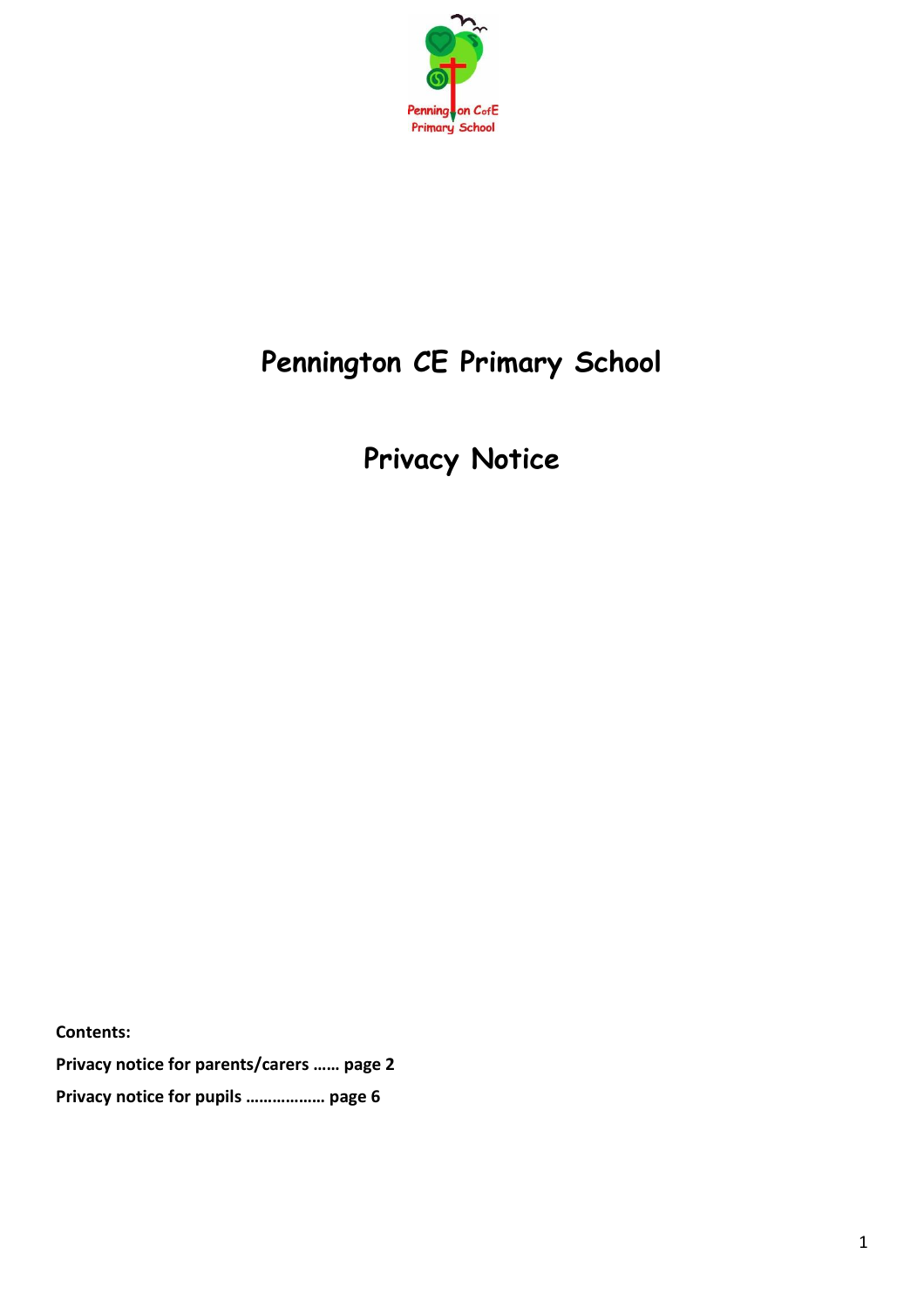# Pennington CE Primary School

## Privacy Notice

**Contents:**

**Privacy notice for parents/carers …… page 2**

**Privacy notice for pupils …………….. page 6**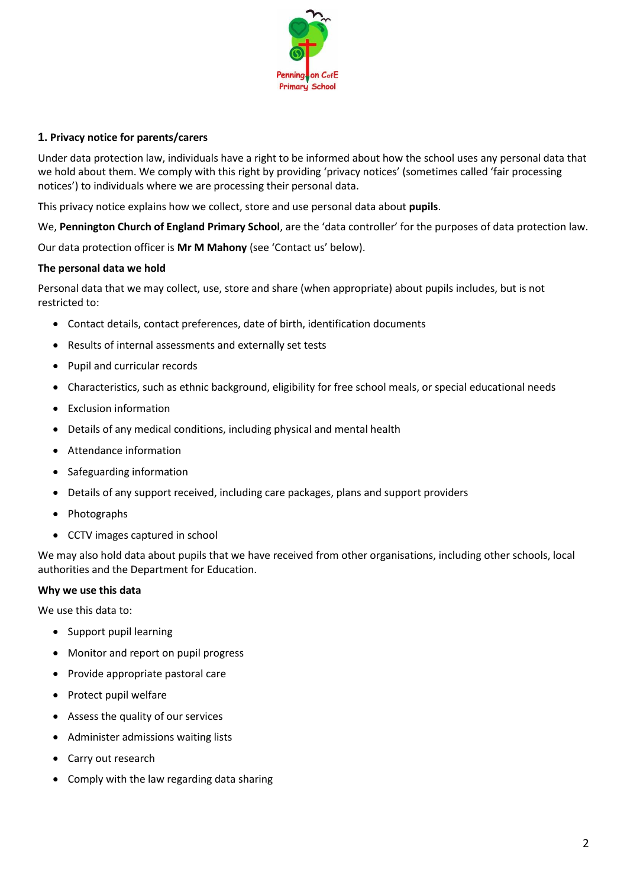## 1. Privacy notice for parents/carers

Under data protection law, individuals have a right to be informed about how the school uses any personal data that we hold about them. We comply with this right by providing 'privacy notices' (sometimes called 'fair processing notices') to individuals where we are processing their personal data.

This privacy notice explains how we collect, store and use personal data about **pupils**.

We, **Pennington Church of England Primary School**, are the 'data controller' for the purposes of data protection law.

Our data protection officer is **Mr M Mahony** (see 'Contact us' below).

### The personal data we hold

Personal data that we may collect, use, store and share (when appropriate) about pupils includes, but is not restricted to:

- Contact details, contact preferences, date of birth, identification documents
- Results of internal assessments and externally set tests
- Pupil and curricular records
- Characteristics, such as ethnic background, eligibility for free school meals, or special educational needs
- Exclusion information
- Details of any medical conditions, including physical and mental health
- Attendance information
- Safeguarding information
- Details of any support received, including care packages, plans and support providers
- Photographs
- CCTV images captured in school

We may also hold data about pupils that we have received from other organisations, including other schools, local authorities and the Department for Education.

### Why we use this data

We use this data to:

- Support pupil learning
- Monitor and report on pupil progress
- Provide appropriate pastoral care
- Protect pupil welfare
- Assess the quality of our services
- Administer admissions waiting lists
- Carry out research
- Comply with the law regarding data sharing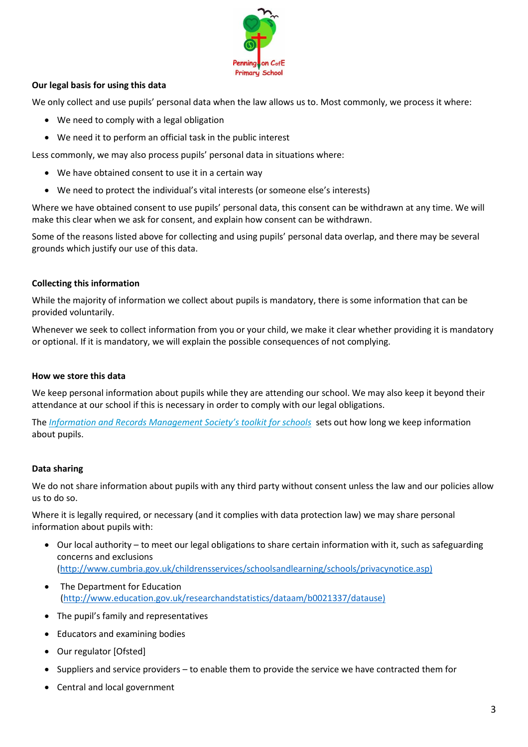### Our legal basis for using this data

We only collect and use pupils' personal data when the law allows us to. Most commonly, we process it where:

- We need to comply with a legal obligation
- We need it to perform an official task in the public interest

Less commonly, we may also process pupils' personal data in situations where:

- We have obtained consent to use it in a certain way
- We need to protect the individual's vital interests (or someone else's interests)

Where we have obtained consent to use pupils' personal data, this consent can be withdrawn at any time. We will make this clear when we ask for consent, and explain how consent can be withdrawn.

Some of the reasons listed above for collecting and using pupils' personal data overlap, and there may be several grounds which justify our use of this data.

### Collecting this information

While the majority of information we collect about pupils is mandatory, there is some information that can be provided voluntarily.

Whenever we seek to collect information from you or your child, we make it clear whether providing it is mandatory or optional. If it is mandatory, we will explain the possible consequences of not complying.

### How we store this data

We keep personal information about pupils while they are attending our school. We may also keep it beyond their attendance at our school if this is necessary in order to comply with our legal obligations.

The *Information and Records Management Society's toolkit for schools* sets out how long we keep information about pupils.

### Data sharing

We do not share information about pupils with any third party without consent unless the law and our policies allow us to do so.

Where it is legally required, or necessary (and it complies with data protection law) we may share personal information about pupils with:

- Our local authority – to meet our legal obligations to share certain information with it, such as safeguarding concerns and exclusions (http://www.cumbria.gov.uk/childrensservices/schoolsandlearning/schools/privacynotice.asp)
- The Department for Education (http://www.education.gov.uk/researchandstatistics/dataam/b0021337/datause)
- The pupil's family and representatives
- Educators and examining bodies
- Our regulator [Ofsted]
- Suppliers and service providers – to enable them to provide the service we have contracted them for
- Central and local government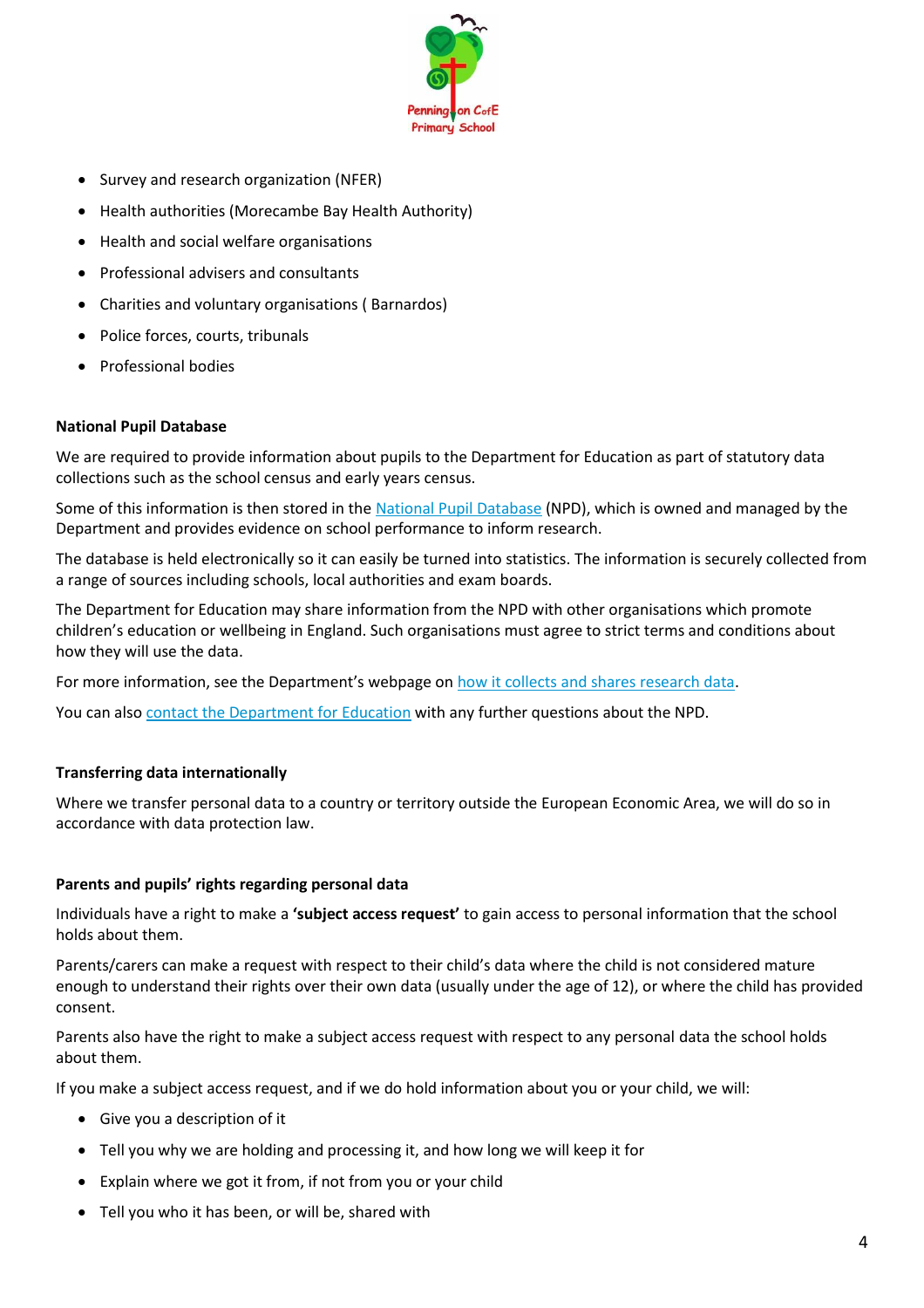- Survey and research organization (NFER)
- Health authorities (Morecambe Bay Health Authority)
- Health and social welfare organisations
- Professional advisers and consultants
- Charities and voluntary organisations ( Barnardos)
- Police forces, courts, tribunals
- Professional bodies

**National Pupil Database**

We are required to provide information about pupils to the Department for Education as part of statutory data collections such as the school census and early years census.

Some of this information is then stored in the National Pupil Database (NPD), which is owned and managed by the Department and provides evidence on school performance to inform research.

The database is held electronically so it can easily be turned into statistics. The information is securely collected from a range of sources including schools, local authorities and exam boards.

The Department for Education may share information from the NPD with other organisations which promote children's education or wellbeing in England. Such organisations must agree to strict terms and conditions about how they will use the data.

For more information, see the Department's webpage on how it collects and shares research data.

You can also contact the Department for Education with any further questions about the NPD.

**Transferring data internationally**

Where we transfer personal data to a country or territory outside the European Economic Area, we will do so in accordance with data protection law.

**Parents and pupils' rights regarding personal data**

Individuals have a right to make a **'subject access request'** to gain access to personal information that the school holds about them.

Parents/carers can make a request with respect to their child's data where the child is not considered mature enough to understand their rights over their own data (usually under the age of 12), or where the child has provided consent.

Parents also have the right to make a subject access request with respect to any personal data the school holds about them.

If you make a subject access request, and if we do hold information about you or your child, we will:

- Give you a description of it
- Tell you why we are holding and processing it, and how long we will keep it for
- Explain where we got it from, if not from you or your child
- Tell you who it has been, or will be, shared with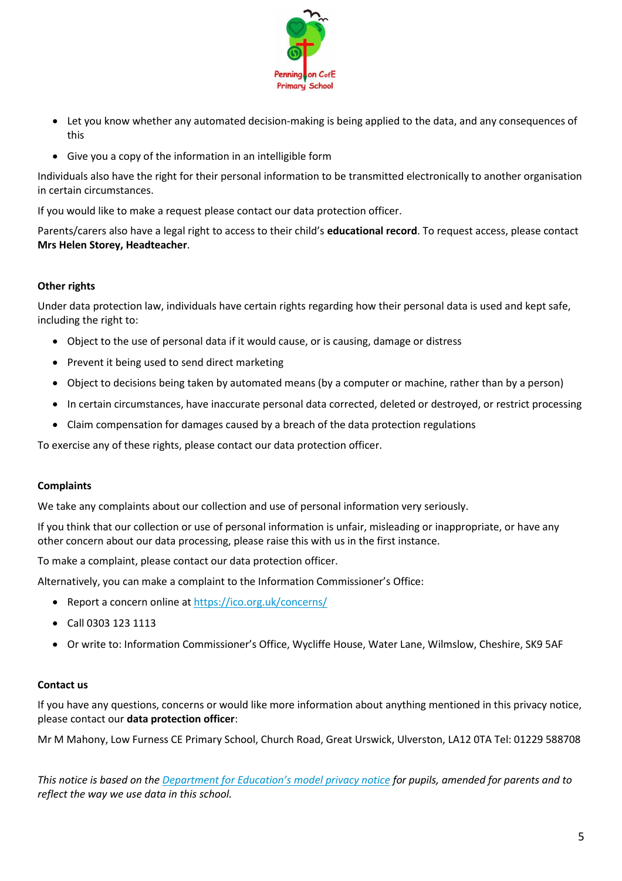- Let you know whether any automated decision-making is being applied to the data, and any consequences of this
- Give you a copy of the information in an intelligible form

Individuals also have the right for their personal information to be transmitted electronically to another organisation in certain circumstances.

If you would like to make a request please contact our data protection officer.

Parents/carers also have a legal right to access to their child's **educational record**. To request access, please contact **Mrs Helen Storey, Headteacher**.

### Other rights

Under data protection law, individuals have certain rights regarding how their personal data is used and kept safe, including the right to:

- Object to the use of personal data if it would cause, or is causing, damage or distress
- Prevent it being used to send direct marketing
- Object to decisions being taken by automated means (by a computer or machine, rather than by a person)
- In certain circumstances, have inaccurate personal data corrected, deleted or destroyed, or restrict processing
- Claim compensation for damages caused by a breach of the data protection regulations

To exercise any of these rights, please contact our data protection officer.

### Complaints

We take any complaints about our collection and use of personal information very seriously.

If you think that our collection or use of personal information is unfair, misleading or inappropriate, or have any other concern about our data processing, please raise this with us in the first instance.

To make a complaint, please contact our data protection officer.

Alternatively, you can make a complaint to the Information Commissioner's Office:

- Report a concern online at [https://ico.org.uk/concerns/](https://ico.org.uk/concerns/)
- Call 0303 123 1113
- Or write to: Information Commissioner's Office, Wycliffe House, Water Lane, Wilmslow, Cheshire, SK9 5AF

### Contact us

If you have any questions, concerns or would like more information about anything mentioned in this privacy notice, please contact our **data protection officer**:

Mr M Mahony, Low Furness CE Primary School, Church Road, Great Urswick, Ulverston, LA12 0TA Tel: 01229 588708

*This notice is based on the [Department for Education's model privacy notice](#) for pupils, amended for parents and to reflect the way we use data in this school.*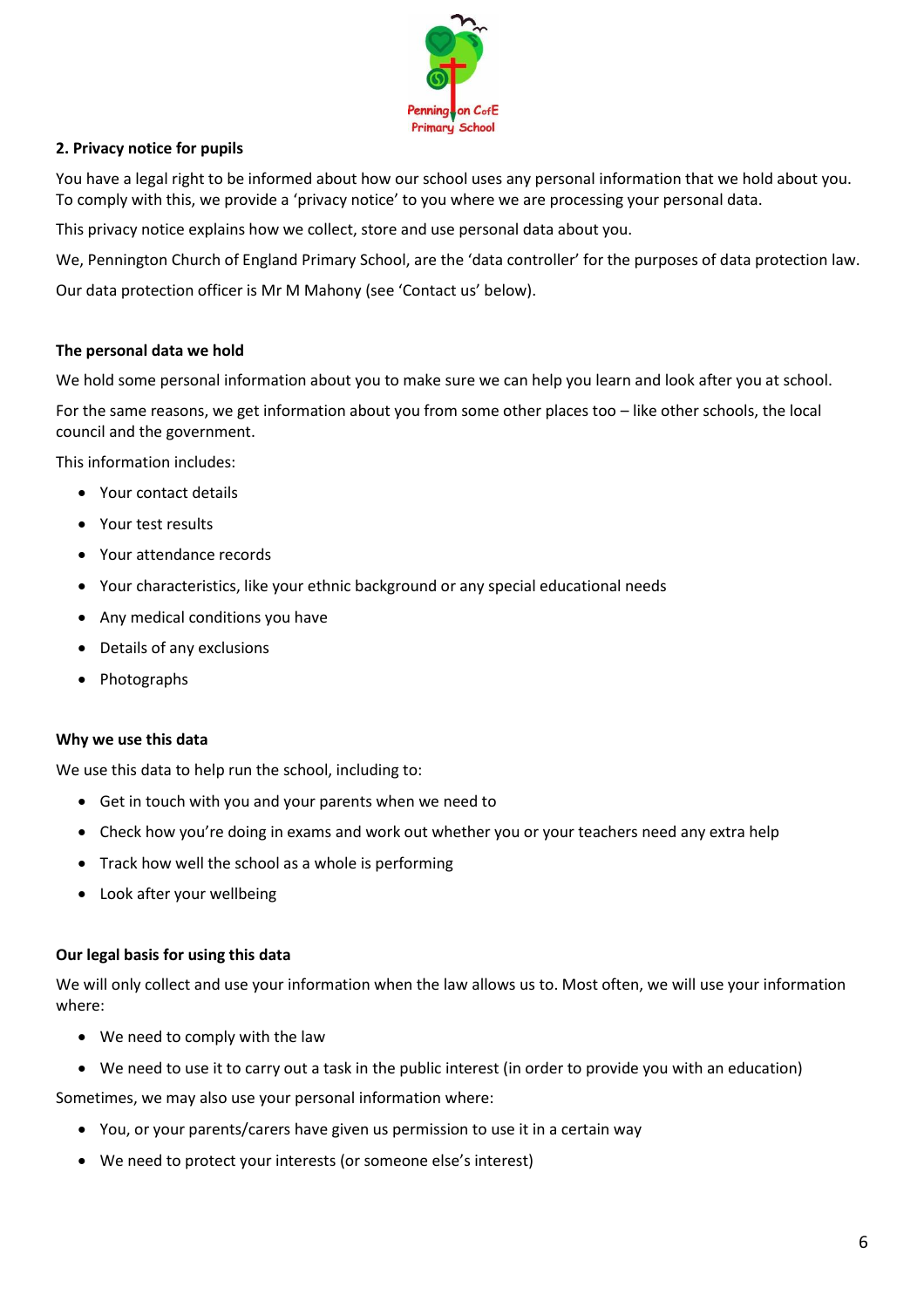## 2. Privacy notice for pupils

You have a legal right to be informed about how our school uses any personal information that we hold about you. To comply with this, we provide a 'privacy notice' to you where we are processing your personal data.

This privacy notice explains how we collect, store and use personal data about you.

We, Pennington Church of England Primary School, are the 'data controller' for the purposes of data protection law.

Our data protection officer is Mr M Mahony (see 'Contact us' below).

### The personal data we hold

We hold some personal information about you to make sure we can help you learn and look after you at school.

For the same reasons, we get information about you from some other places too – like other schools, the local council and the government.

This information includes:

- Your contact details
- Your test results
- Your attendance records
- Your characteristics, like your ethnic background or any special educational needs
- Any medical conditions you have
- Details of any exclusions
- Photographs

### Why we use this data

We use this data to help run the school, including to:

- Get in touch with you and your parents when we need to
- Check how you're doing in exams and work out whether you or your teachers need any extra help
- Track how well the school as a whole is performing
- Look after your wellbeing

### Our legal basis for using this data

We will only collect and use your information when the law allows us to. Most often, we will use your information where:

- We need to comply with the law
- We need to use it to carry out a task in the public interest (in order to provide you with an education)

Sometimes, we may also use your personal information where:

- You, or your parents/carers have given us permission to use it in a certain way
- We need to protect your interests (or someone else's interest)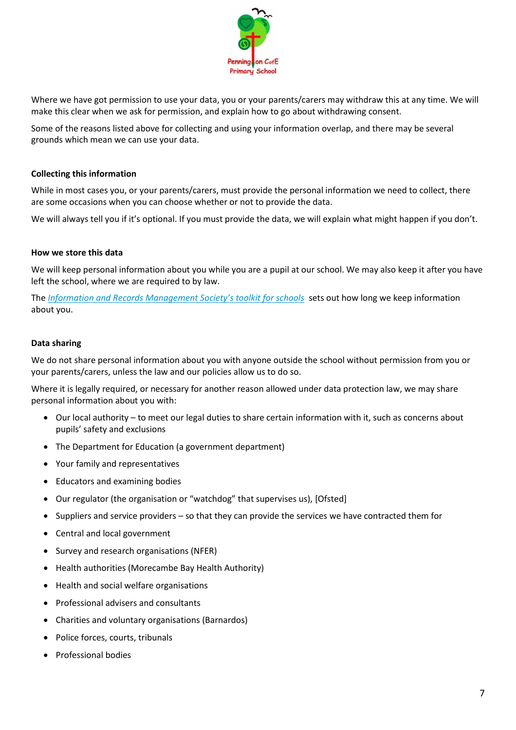Where we have got permission to use your data, you or your parents/carers may withdraw this at any time. We will make this clear when we ask for permission, and explain how to go about withdrawing consent.

Some of the reasons listed above for collecting and using your information overlap, and there may be several grounds which mean we can use your data.

**Collecting this information**

While in most cases you, or your parents/carers, must provide the personal information we need to collect, there are some occasions when you can choose whether or not to provide the data.

We will always tell you if it's optional. If you must provide the data, we will explain what might happen if you don't.

**How we store this data**

We will keep personal information about you while you are a pupil at our school. We may also keep it after you have left the school, where we are required to by law.

The *Information and Records Management Society's toolkit for schools* sets out how long we keep information about you.

**Data sharing**

We do not share personal information about you with anyone outside the school without permission from you or your parents/carers, unless the law and our policies allow us to do so.

Where it is legally required, or necessary for another reason allowed under data protection law, we may share personal information about you with:

- Our local authority – to meet our legal duties to share certain information with it, such as concerns about pupils' safety and exclusions
- The Department for Education (a government department)
- Your family and representatives
- Educators and examining bodies
- Our regulator (the organisation or "watchdog" that supervises us), [Ofsted]
- Suppliers and service providers – so that they can provide the services we have contracted them for
- Central and local government
- Survey and research organisations (NFER)
- Health authorities (Morecambe Bay Health Authority)
- Health and social welfare organisations
- Professional advisers and consultants
- Charities and voluntary organisations (Barnardos)
- Police forces, courts, tribunals
- Professional bodies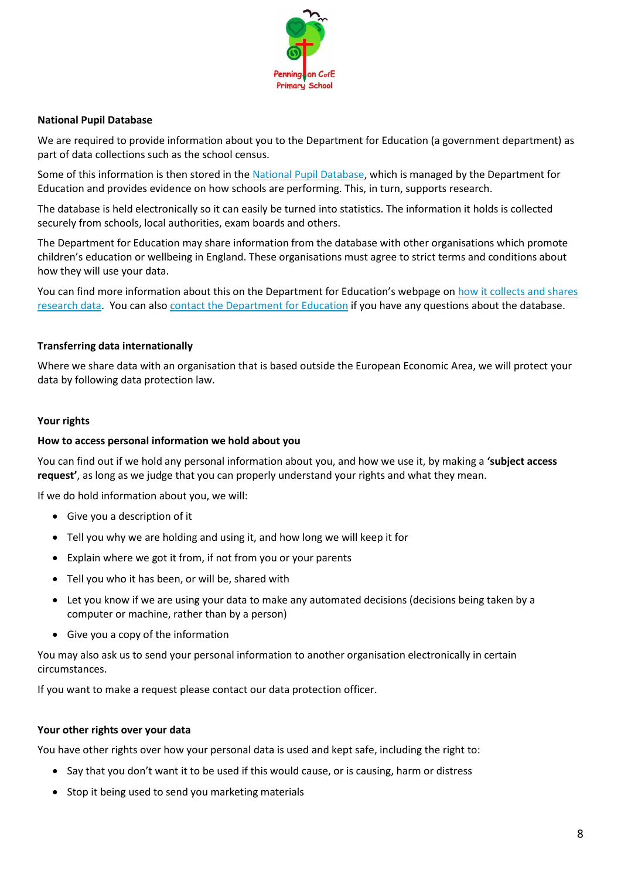**National Pupil Database**

We are required to provide information about you to the Department for Education (a government department) as part of data collections such as the school census.

Some of this information is then stored in the National Pupil Database, which is managed by the Department for Education and provides evidence on how schools are performing. This, in turn, supports research.

The database is held electronically so it can easily be turned into statistics. The information it holds is collected securely from schools, local authorities, exam boards and others.

The Department for Education may share information from the database with other organisations which promote children's education or wellbeing in England. These organisations must agree to strict terms and conditions about how they will use your data.

You can find more information about this on the Department for Education's webpage on how it collects and shares research data. You can also contact the Department for Education if you have any questions about the database.

**Transferring data internationally**

Where we share data with an organisation that is based outside the European Economic Area, we will protect your data by following data protection law.

**Your rights**

**How to access personal information we hold about you**

You can find out if we hold any personal information about you, and how we use it, by making a **'subject access request'**, as long as we judge that you can properly understand your rights and what they mean.

If we do hold information about you, we will:

- Give you a description of it
- Tell you why we are holding and using it, and how long we will keep it for
- Explain where we got it from, if not from you or your parents
- Tell you who it has been, or will be, shared with
- Let you know if we are using your data to make any automated decisions (decisions being taken by a computer or machine, rather than by a person)
- Give you a copy of the information

You may also ask us to send your personal information to another organisation electronically in certain circumstances.

If you want to make a request please contact our data protection officer.

**Your other rights over your data**

You have other rights over how your personal data is used and kept safe, including the right to:

- Say that you don't want it to be used if this would cause, or is causing, harm or distress
- Stop it being used to send you marketing materials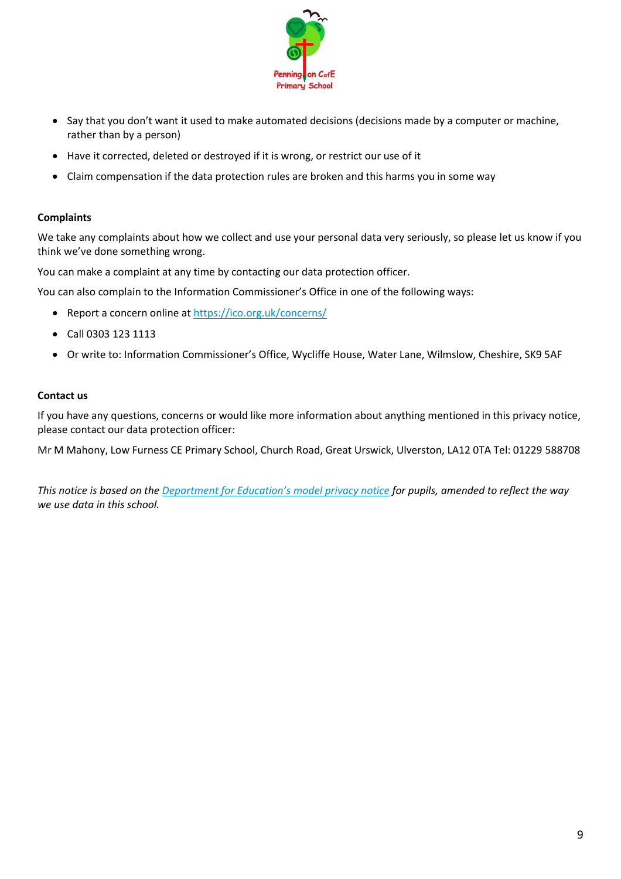- Say that you don't want it used to make automated decisions (decisions made by a computer or machine, rather than by a person)
- Have it corrected, deleted or destroyed if it is wrong, or restrict our use of it
- Claim compensation if the data protection rules are broken and this harms you in some way

**Complaints**

We take any complaints about how we collect and use your personal data very seriously, so please let us know if you think we've done something wrong.

You can make a complaint at any time by contacting our data protection officer.

You can also complain to the Information Commissioner's Office in one of the following ways:

- Report a concern online at https://ico.org.uk/concerns/
- Call 0303 123 1113
- Or write to: Information Commissioner's Office, Wycliffe House, Water Lane, Wilmslow, Cheshire, SK9 5AF

**Contact us**

If you have any questions, concerns or would like more information about anything mentioned in this privacy notice, please contact our data protection officer:

Mr M Mahony, Low Furness CE Primary School, Church Road, Great Urswick, Ulverston, LA12 0TA Tel: 01229 588708

*This notice is based on the Department for Education's model privacy notice for pupils, amended to reflect the way we use data in this school.*